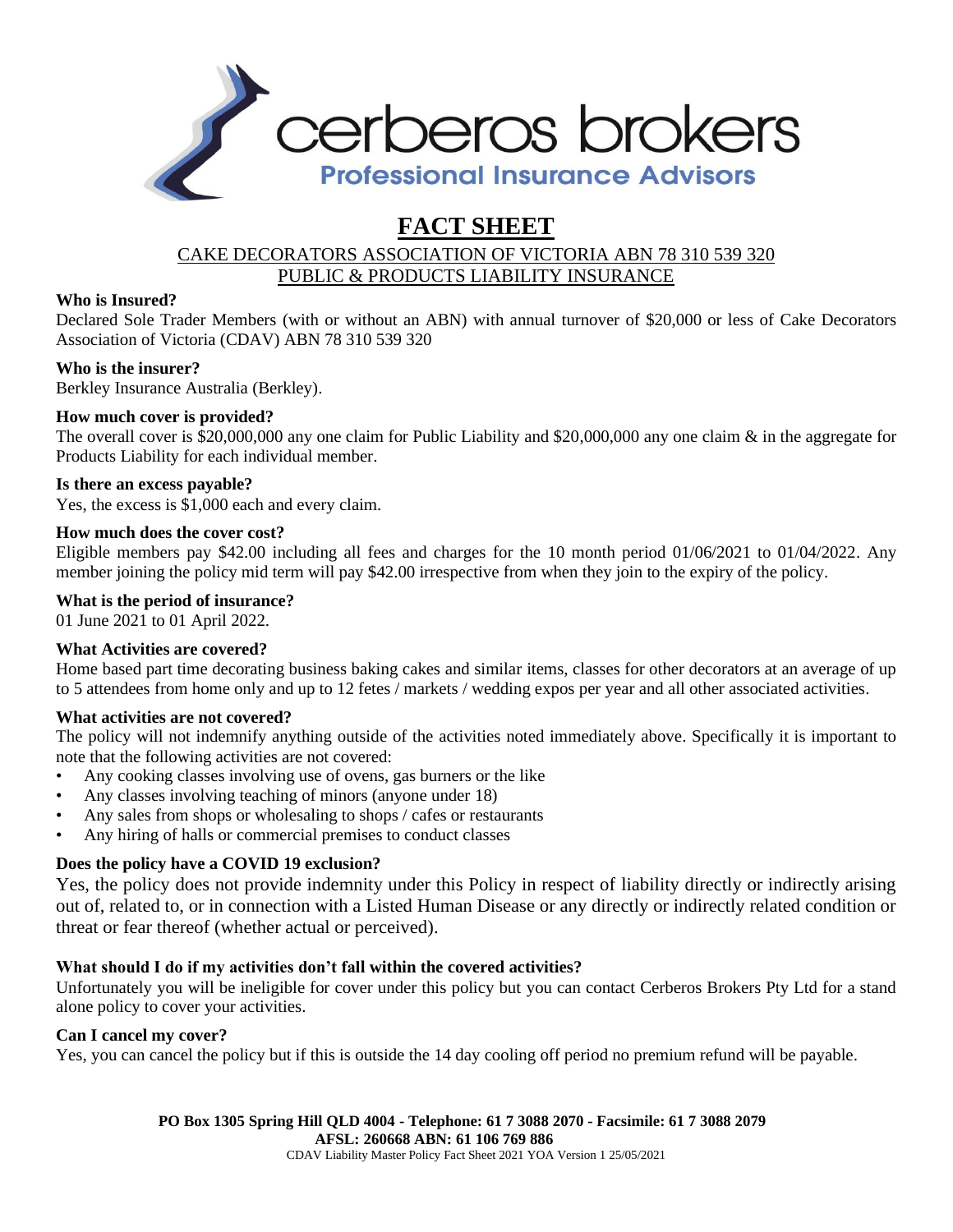cerberos brokers

Professional Insurance Advisors

# FACT SHEET

CAKE DECORATORS ASSOCIATION OF VICTORIA ABN 78 310 539 320
PUBLIC & PRODUCTS LIABILITY INSURANCE

**Who is Insured?**
Declared Sole Trader Members (with or without an ABN) with annual turnover of $20,000 or less of Cake Decorators Association of Victoria (CDAV) ABN 78 310 539 320

**Who is the insurer?**
Berkley Insurance Australia (Berkley).

**How much cover is provided?**
The overall cover is $20,000,000 any one claim for Public Liability and $20,000,000 any one claim & in the aggregate for Products Liability for each individual member.

**Is there an excess payable?**
Yes, the excess is $1,000 each and every claim.

**How much does the cover cost?**
Eligible members pay $42.00 including all fees and charges for the 10 month period 01/06/2021 to 01/04/2022. Any member joining the policy mid term will pay $42.00 irrespective from when they join to the expiry of the policy.

**What is the period of insurance?**
01 June 2021 to 01 April 2022.

**What Activities are covered?**
Home based part time decorating business baking cakes and similar items, classes for other decorators at an average of up to 5 attendees from home only and up to 12 fetes / markets / wedding expos per year and all other associated activities.

**What activities are not covered?**
The policy will not indemnify anything outside of the activities noted immediately above. Specifically it is important to note that the following activities are not covered:

- Any cooking classes involving use of ovens, gas burners or the like
- Any classes involving teaching of minors (anyone under 18)
- Any sales from shops or wholesaling to shops / cafes or restaurants
- Any hiring of halls or commercial premises to conduct classes

**Does the policy have a COVID 19 exclusion?**
Yes, the policy does not provide indemnity under this Policy in respect of liability directly or indirectly arising out of, related to, or in connection with a Listed Human Disease or any directly or indirectly related condition or threat or fear thereof (whether actual or perceived).

**What should I do if my activities don't fall within the covered activities?**
Unfortunately you will be ineligible for cover under this policy but you can contact Cerberos Brokers Pty Ltd for a stand alone policy to cover your activities.

**Can I cancel my cover?**
Yes, you can cancel the policy but if this is outside the 14 day cooling off period no premium refund will be payable.

**PO Box 1305 Spring Hill QLD 4004 - Telephone: 61 7 3088 2070 - Facsimile: 61 7 3088 2079**
**AFSL: 260668 ABN: 61 106 769 886**
CDAV Liability Master Policy Fact Sheet 2021 YOA Version 1 25/05/2021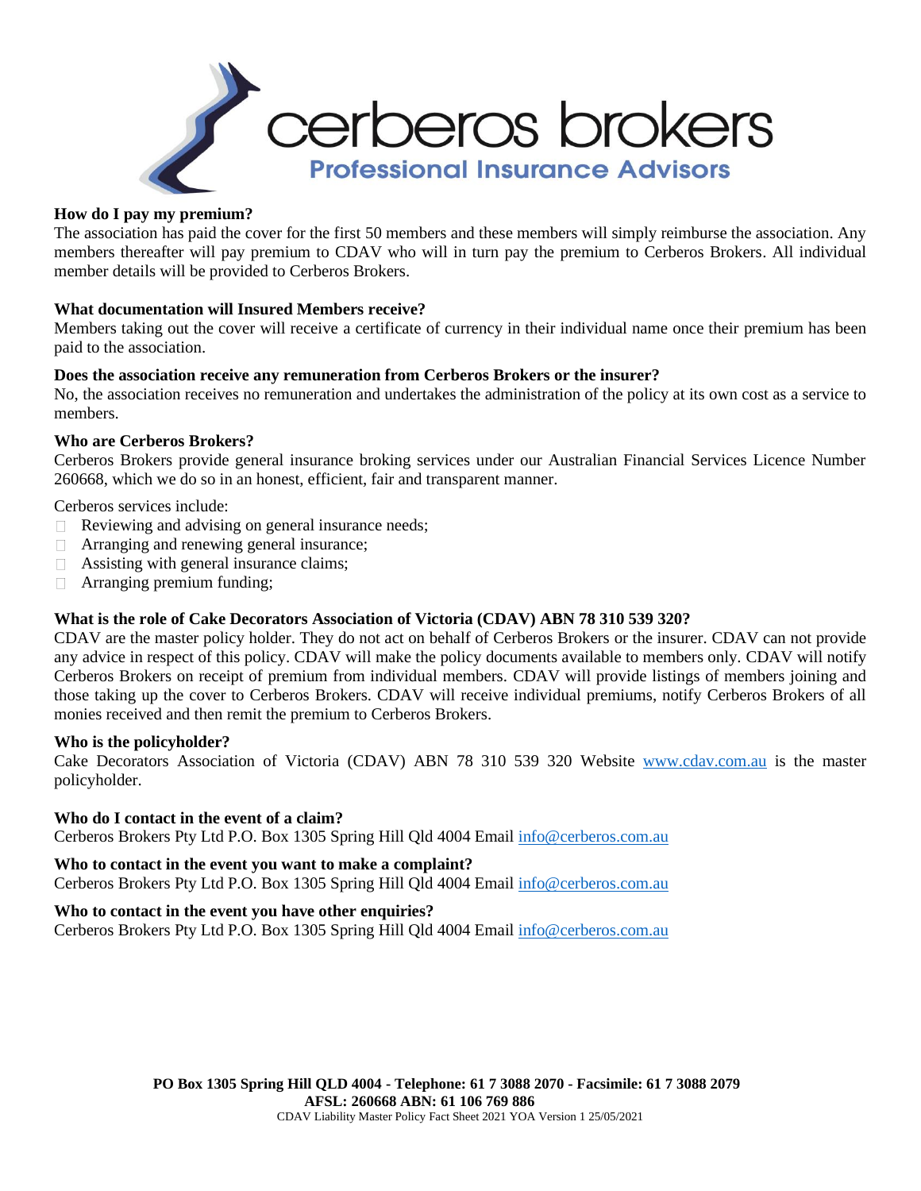cerberos brokers
Professional Insurance Advisors

**How do I pay my premium?**
The association has paid the cover for the first 50 members and these members will simply reimburse the association. Any members thereafter will pay premium to CDAV who will in turn pay the premium to Cerberos Brokers. All individual member details will be provided to Cerberos Brokers.

**What documentation will Insured Members receive?**
Members taking out the cover will receive a certificate of currency in their individual name once their premium has been paid to the association.

**Does the association receive any remuneration from Cerberos Brokers or the insurer?**
No, the association receives no remuneration and undertakes the administration of the policy at its own cost as a service to members.

**Who are Cerberos Brokers?**
Cerberos Brokers provide general insurance broking services under our Australian Financial Services Licence Number 260668, which we do so in an honest, efficient, fair and transparent manner.

Cerberos services include:
- Reviewing and advising on general insurance needs;
- Arranging and renewing general insurance;
- Assisting with general insurance claims;
- Arranging premium funding;

**What is the role of Cake Decorators Association of Victoria (CDAV) ABN 78 310 539 320?**
CDAV are the master policy holder. They do not act on behalf of Cerberos Brokers or the insurer. CDAV can not provide any advice in respect of this policy. CDAV will make the policy documents available to members only. CDAV will notify Cerberos Brokers on receipt of premium from individual members. CDAV will provide listings of members joining and those taking up the cover to Cerberos Brokers. CDAV will receive individual premiums, notify Cerberos Brokers of all monies received and then remit the premium to Cerberos Brokers.

**Who is the policyholder?**
Cake Decorators Association of Victoria (CDAV) ABN 78 310 539 320 Website www.cdav.com.au is the master policyholder.

**Who do I contact in the event of a claim?**
Cerberos Brokers Pty Ltd P.O. Box 1305 Spring Hill Qld 4004 Email info@cerberos.com.au

**Who to contact in the event you want to make a complaint?**
Cerberos Brokers Pty Ltd P.O. Box 1305 Spring Hill Qld 4004 Email info@cerberos.com.au

**Who to contact in the event you have other enquiries?**
Cerberos Brokers Pty Ltd P.O. Box 1305 Spring Hill Qld 4004 Email info@cerberos.com.au

**PO Box 1305 Spring Hill QLD 4004 - Telephone: 61 7 3088 2070 - Facsimile: 61 7 3088 2079**
**AFSL: 260668 ABN: 61 106 769 886**
CDAV Liability Master Policy Fact Sheet 2021 YOA Version 1 25/05/2021